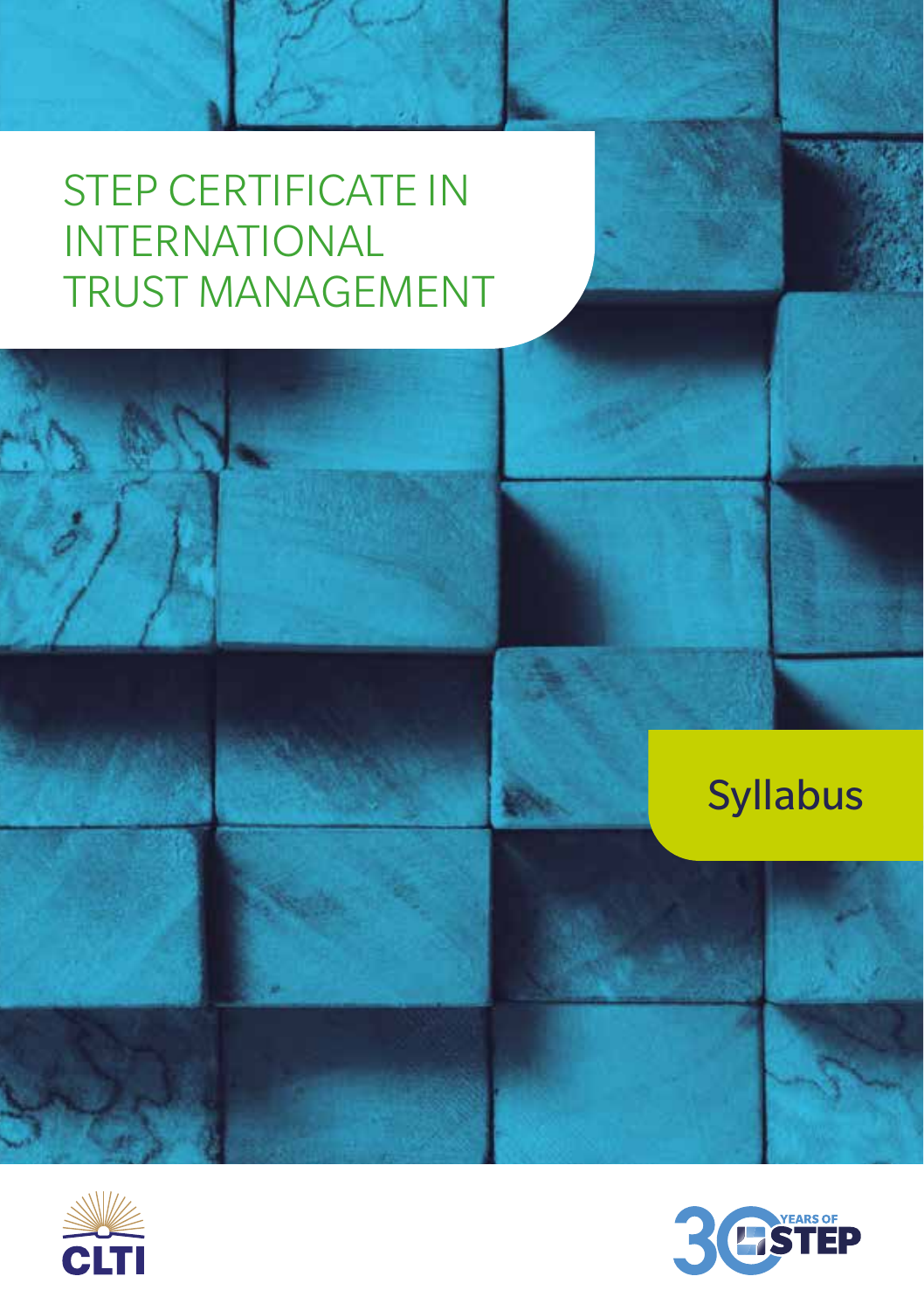# STEP CERTIFICATE IN INTERNATIONAL TRUST MANAGEMENT

Syllabus

CLTI

30 YEARS OF STEP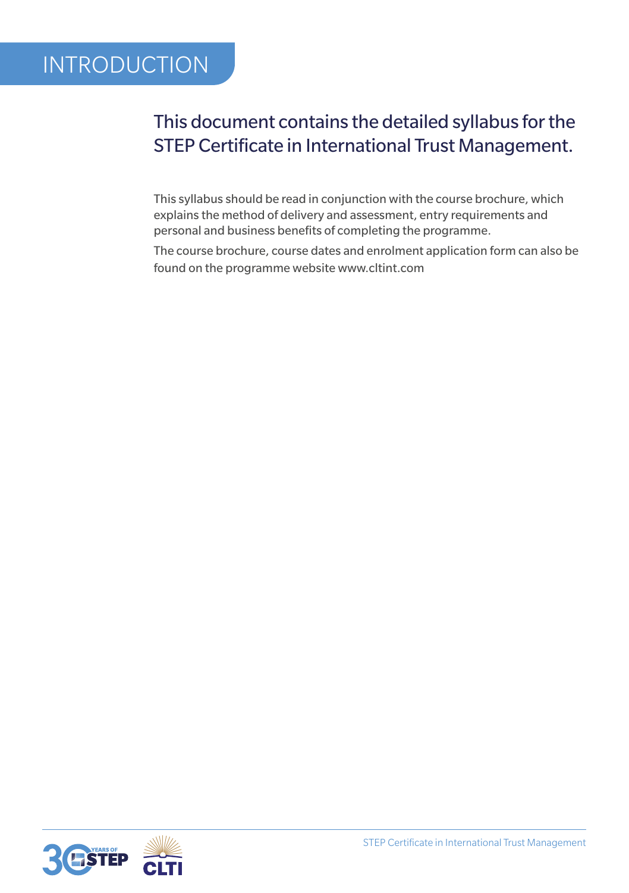# INTRODUCTION

## This document contains the detailed syllabus for the STEP Certificate in International Trust Management.

This syllabus should be read in conjunction with the course brochure, which explains the method of delivery and assessment, entry requirements and personal and business benefits of completing the programme.

The course brochure, course dates and enrolment application form can also be found on the programme website www.cltint.com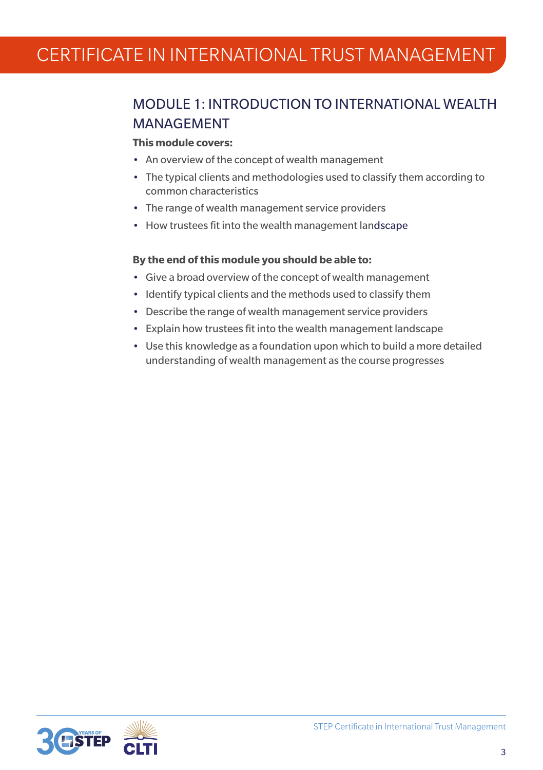# CERTIFICATE IN INTERNATIONAL TRUST MANAGEMENT

## MODULE 1: INTRODUCTION TO INTERNATIONAL WEALTH MANAGEMENT

**This module covers:**

- An overview of the concept of wealth management
- The typical clients and methodologies used to classify them according to common characteristics
- The range of wealth management service providers
- How trustees fit into the wealth management landscape

**By the end of this module you should be able to:**

- Give a broad overview of the concept of wealth management
- Identify typical clients and the methods used to classify them
- Describe the range of wealth management service providers
- Explain how trustees fit into the wealth management landscape
- Use this knowledge as a foundation upon which to build a more detailed understanding of wealth management as the course progresses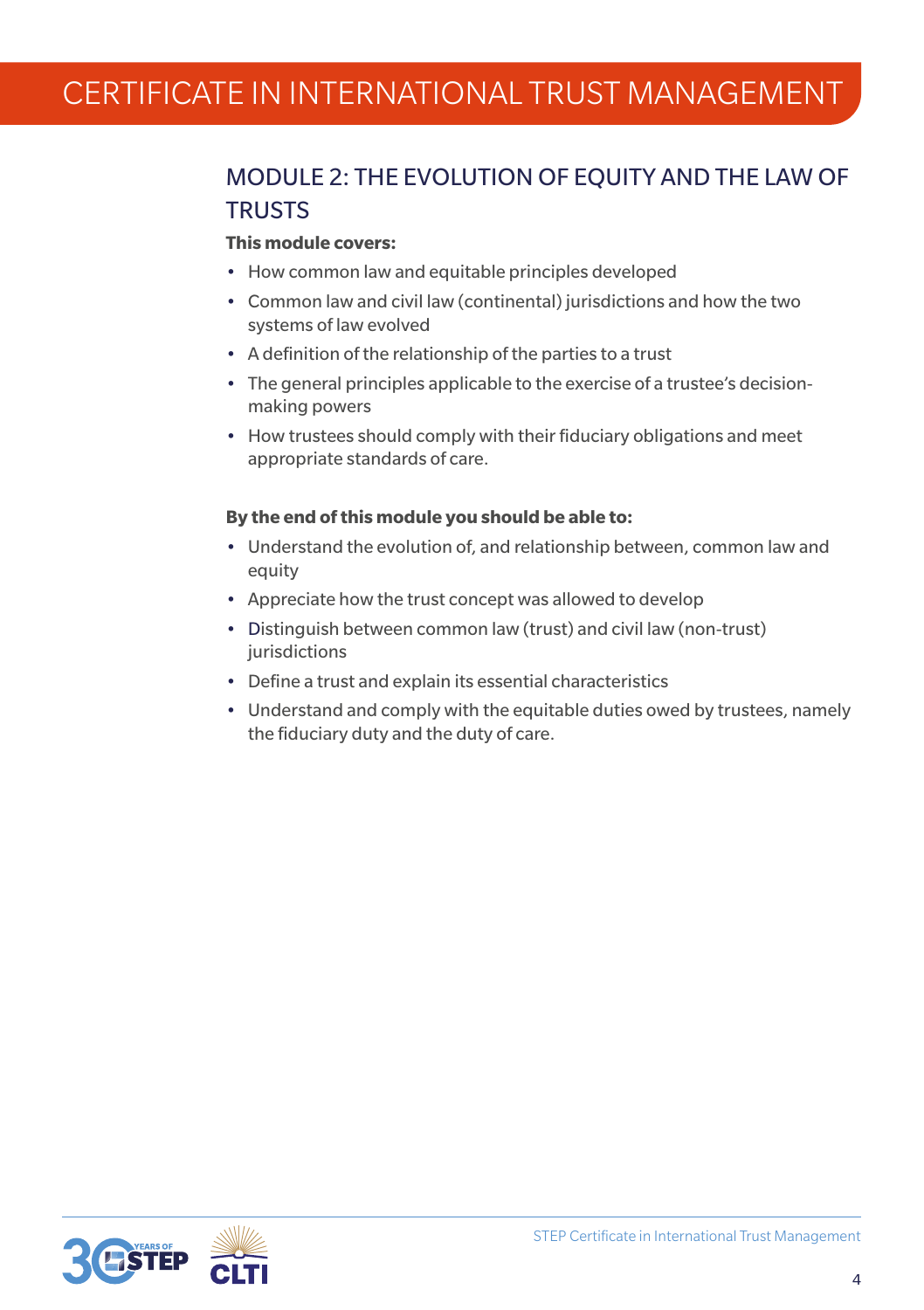## MODULE 2: THE EVOLUTION OF EQUITY AND THE LAW OF TRUSTS

**This module covers:**

- How common law and equitable principles developed
- Common law and civil law (continental) jurisdictions and how the two systems of law evolved
- A definition of the relationship of the parties to a trust
- The general principles applicable to the exercise of a trustee's decision-making powers
- How trustees should comply with their fiduciary obligations and meet appropriate standards of care.

**By the end of this module you should be able to:**

- Understand the evolution of, and relationship between, common law and equity
- Appreciate how the trust concept was allowed to develop
- Distinguish between common law (trust) and civil law (non-trust) jurisdictions
- Define a trust and explain its essential characteristics
- Understand and comply with the equitable duties owed by trustees, namely the fiduciary duty and the duty of care.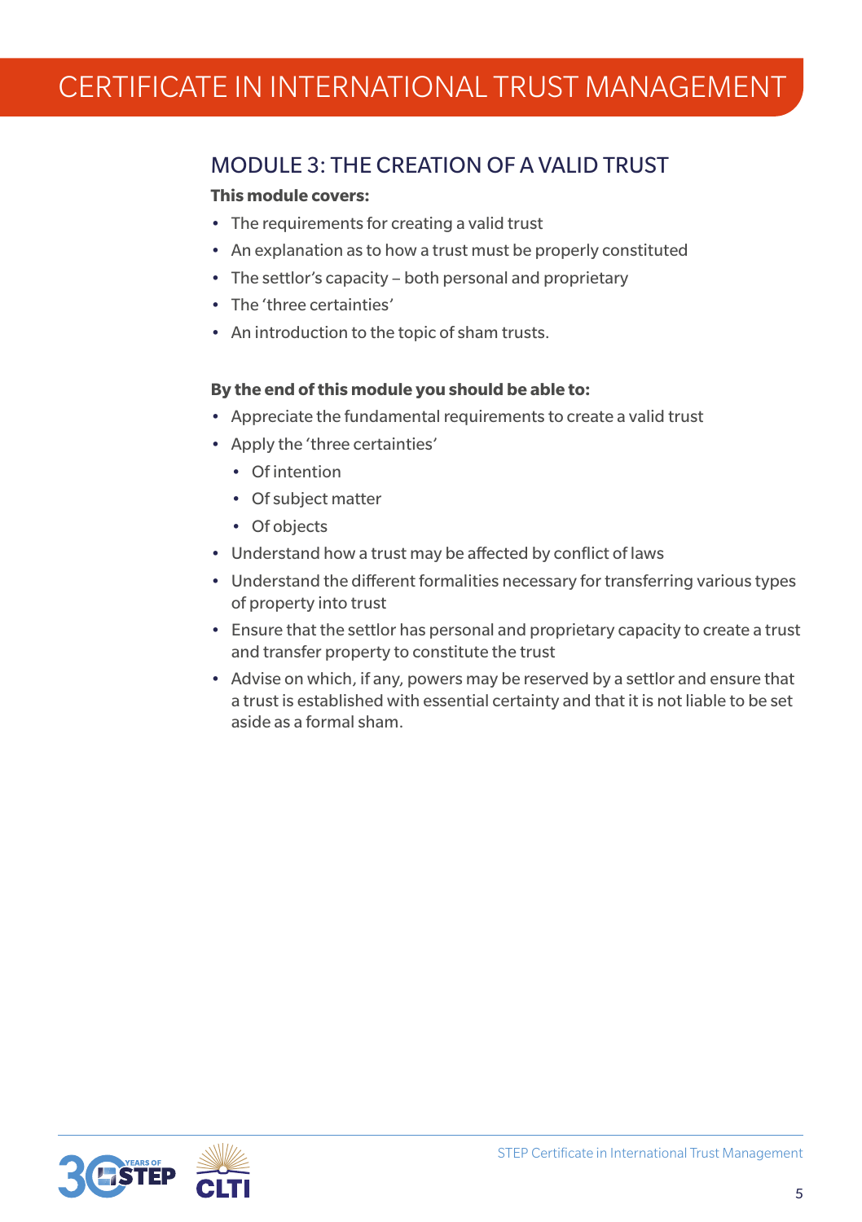# CERTIFICATE IN INTERNATIONAL TRUST MANAGEMENT

## MODULE 3: THE CREATION OF A VALID TRUST

**This module covers:**

- The requirements for creating a valid trust
- An explanation as to how a trust must be properly constituted
- The settlor's capacity – both personal and proprietary
- The 'three certainties'
- An introduction to the topic of sham trusts.

**By the end of this module you should be able to:**

- Appreciate the fundamental requirements to create a valid trust
- Apply the 'three certainties'
  - Of intention
  - Of subject matter
  - Of objects
- Understand how a trust may be affected by conflict of laws
- Understand the different formalities necessary for transferring various types of property into trust
- Ensure that the settlor has personal and proprietary capacity to create a trust and transfer property to constitute the trust
- Advise on which, if any, powers may be reserved by a settlor and ensure that a trust is established with essential certainty and that it is not liable to be set aside as a formal sham.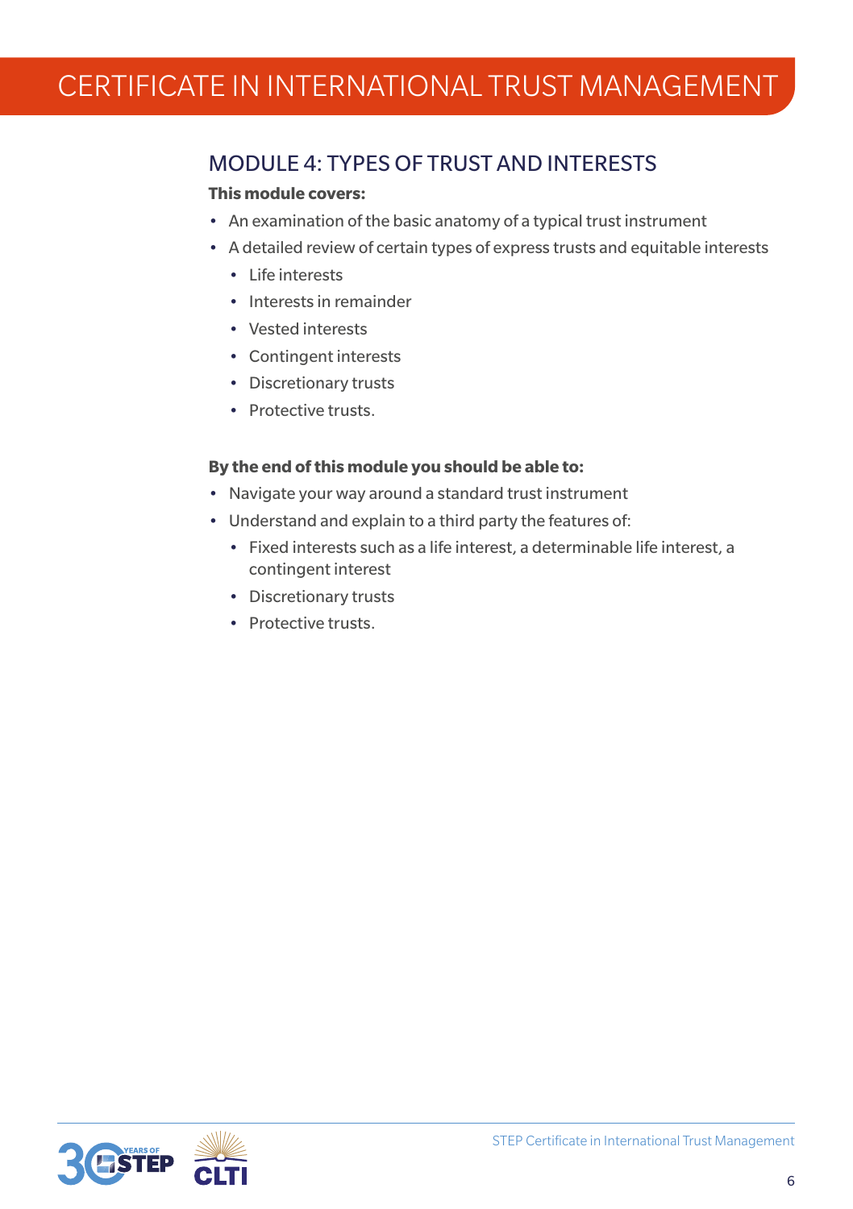# CERTIFICATE IN INTERNATIONAL TRUST MANAGEMENT

## MODULE 4: TYPES OF TRUST AND INTERESTS

**This module covers:**

- An examination of the basic anatomy of a typical trust instrument
- A detailed review of certain types of express trusts and equitable interests
  - Life interests
  - Interests in remainder
  - Vested interests
  - Contingent interests
  - Discretionary trusts
  - Protective trusts.

**By the end of this module you should be able to:**

- Navigate your way around a standard trust instrument
- Understand and explain to a third party the features of:
  - Fixed interests such as a life interest, a determinable life interest, a contingent interest
  - Discretionary trusts
  - Protective trusts.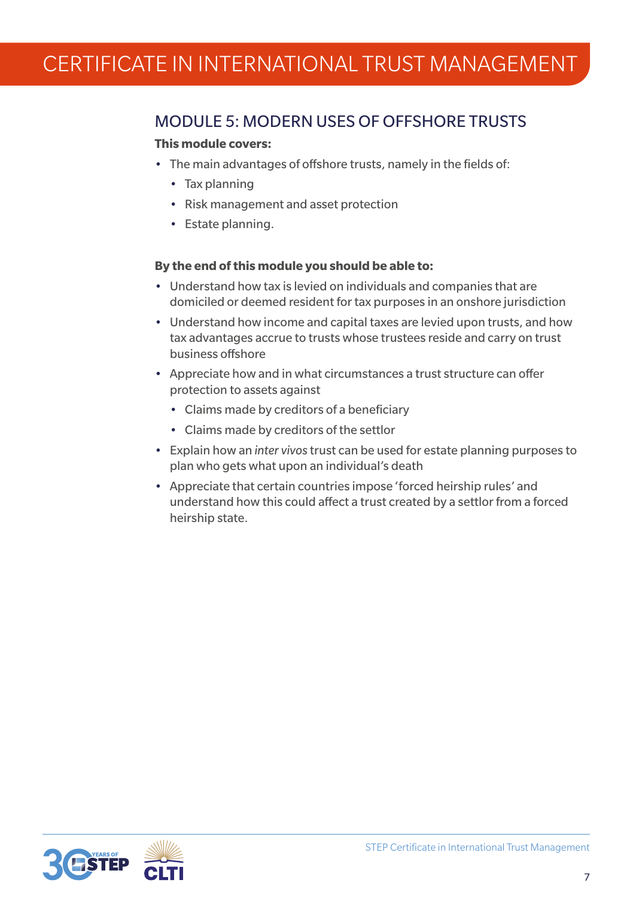# CERTIFICATE IN INTERNATIONAL TRUST MANAGEMENT

## MODULE 5: MODERN USES OF OFFSHORE TRUSTS

**This module covers:**

- The main advantages of offshore trusts, namely in the fields of:
  - Tax planning
  - Risk management and asset protection
  - Estate planning.

**By the end of this module you should be able to:**

- Understand how tax is levied on individuals and companies that are domiciled or deemed resident for tax purposes in an onshore jurisdiction
- Understand how income and capital taxes are levied upon trusts, and how tax advantages accrue to trusts whose trustees reside and carry on trust business offshore
- Appreciate how and in what circumstances a trust structure can offer protection to assets against
  - Claims made by creditors of a beneficiary
  - Claims made by creditors of the settlor
- Explain how an *inter vivos* trust can be used for estate planning purposes to plan who gets what upon an individual's death
- Appreciate that certain countries impose 'forced heirship rules' and understand how this could affect a trust created by a settlor from a forced heirship state.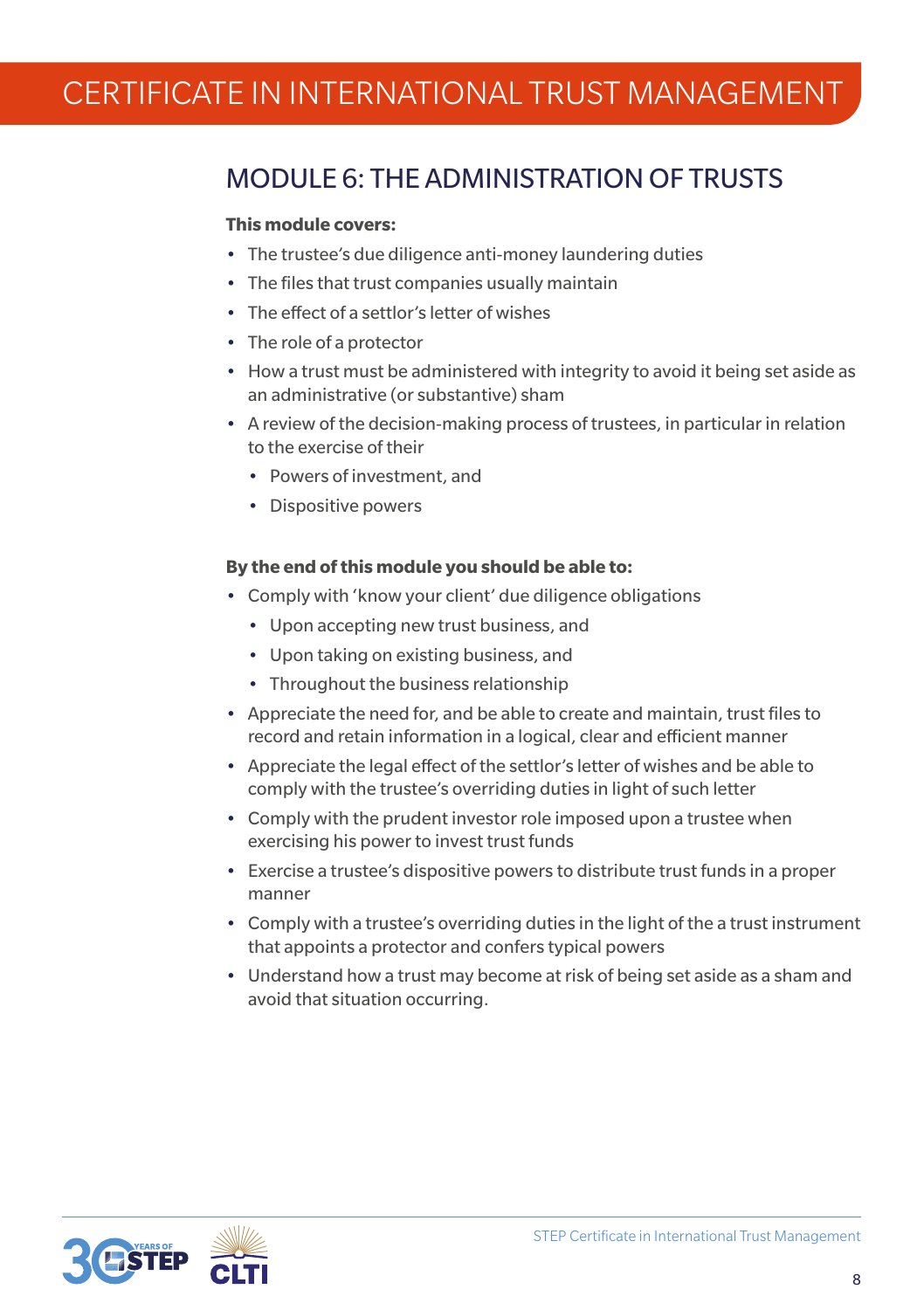# MODULE 6: THE ADMINISTRATION OF TRUSTS

**This module covers:**

- The trustee's due diligence anti-money laundering duties
- The files that trust companies usually maintain
- The effect of a settlor's letter of wishes
- The role of a protector
- How a trust must be administered with integrity to avoid it being set aside as an administrative (or substantive) sham
- A review of the decision-making process of trustees, in particular in relation to the exercise of their
  - Powers of investment, and
  - Dispositive powers

**By the end of this module you should be able to:**

- Comply with 'know your client' due diligence obligations
  - Upon accepting new trust business, and
  - Upon taking on existing business, and
  - Throughout the business relationship
- Appreciate the need for, and be able to create and maintain, trust files to record and retain information in a logical, clear and efficient manner
- Appreciate the legal effect of the settlor's letter of wishes and be able to comply with the trustee's overriding duties in light of such letter
- Comply with the prudent investor role imposed upon a trustee when exercising his power to invest trust funds
- Exercise a trustee's dispositive powers to distribute trust funds in a proper manner
- Comply with a trustee's overriding duties in the light of the a trust instrument that appoints a protector and confers typical powers
- Understand how a trust may become at risk of being set aside as a sham and avoid that situation occurring.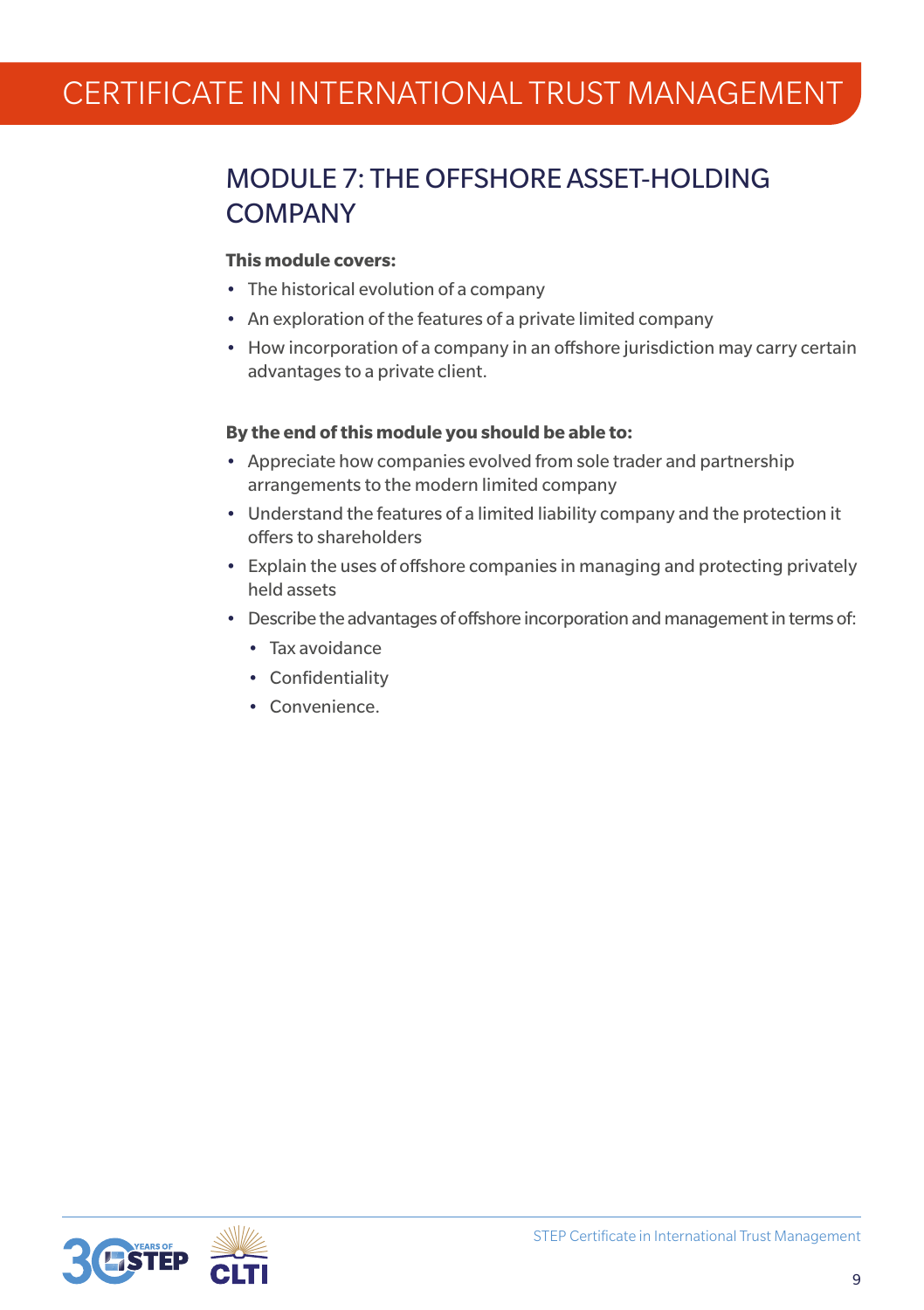# CERTIFICATE IN INTERNATIONAL TRUST MANAGEMENT

## MODULE 7: THE OFFSHORE ASSET-HOLDING COMPANY

**This module covers:**

- The historical evolution of a company
- An exploration of the features of a private limited company
- How incorporation of a company in an offshore jurisdiction may carry certain advantages to a private client.

**By the end of this module you should be able to:**

- Appreciate how companies evolved from sole trader and partnership arrangements to the modern limited company
- Understand the features of a limited liability company and the protection it offers to shareholders
- Explain the uses of offshore companies in managing and protecting privately held assets
- Describe the advantages of offshore incorporation and management in terms of:
  - Tax avoidance
  - Confidentiality
  - Convenience.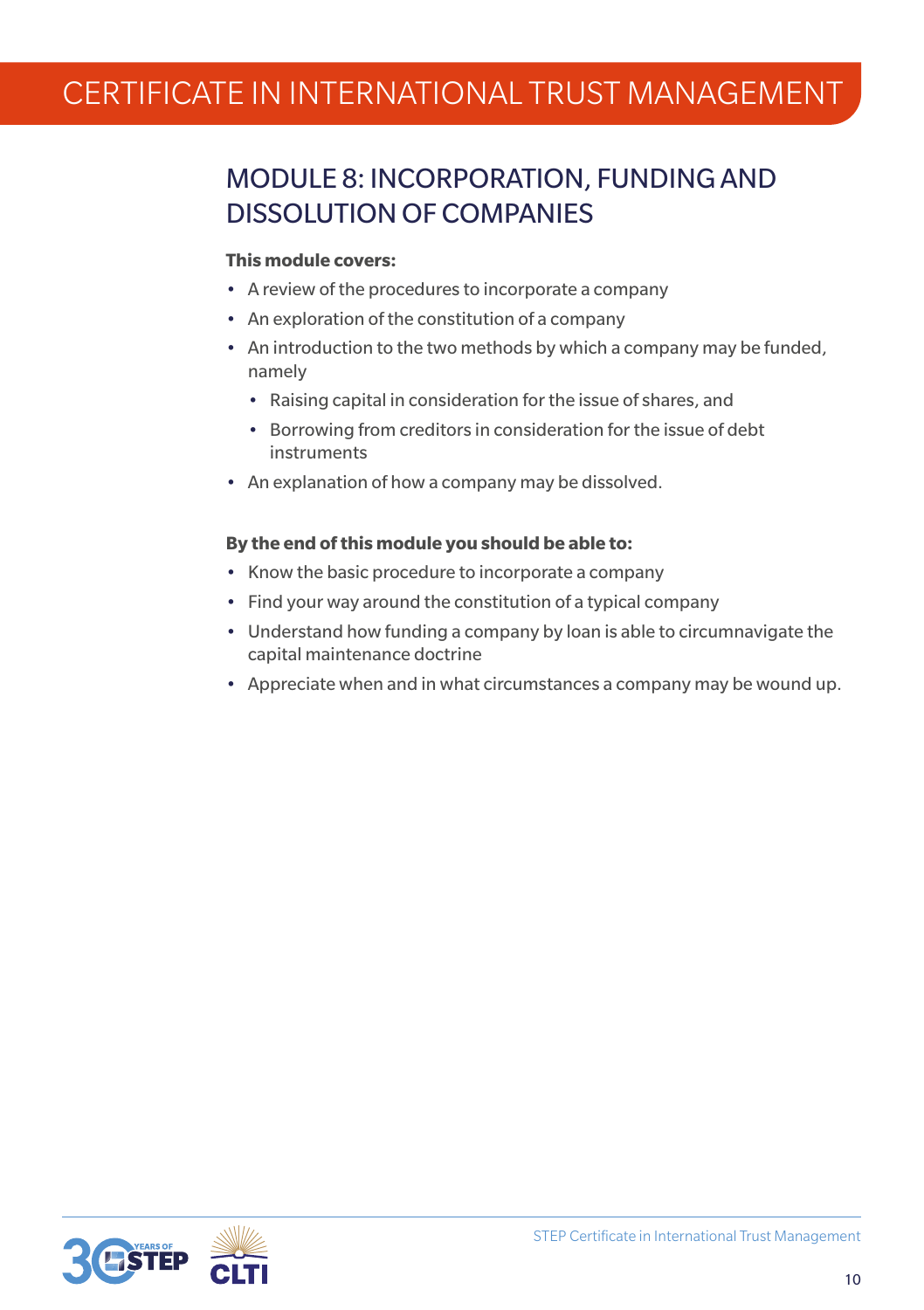## MODULE 8: INCORPORATION, FUNDING AND DISSOLUTION OF COMPANIES

**This module covers:**

- A review of the procedures to incorporate a company
- An exploration of the constitution of a company
- An introduction to the two methods by which a company may be funded, namely
  - Raising capital in consideration for the issue of shares, and
  - Borrowing from creditors in consideration for the issue of debt instruments
- An explanation of how a company may be dissolved.

**By the end of this module you should be able to:**

- Know the basic procedure to incorporate a company
- Find your way around the constitution of a typical company
- Understand how funding a company by loan is able to circumnavigate the capital maintenance doctrine
- Appreciate when and in what circumstances a company may be wound up.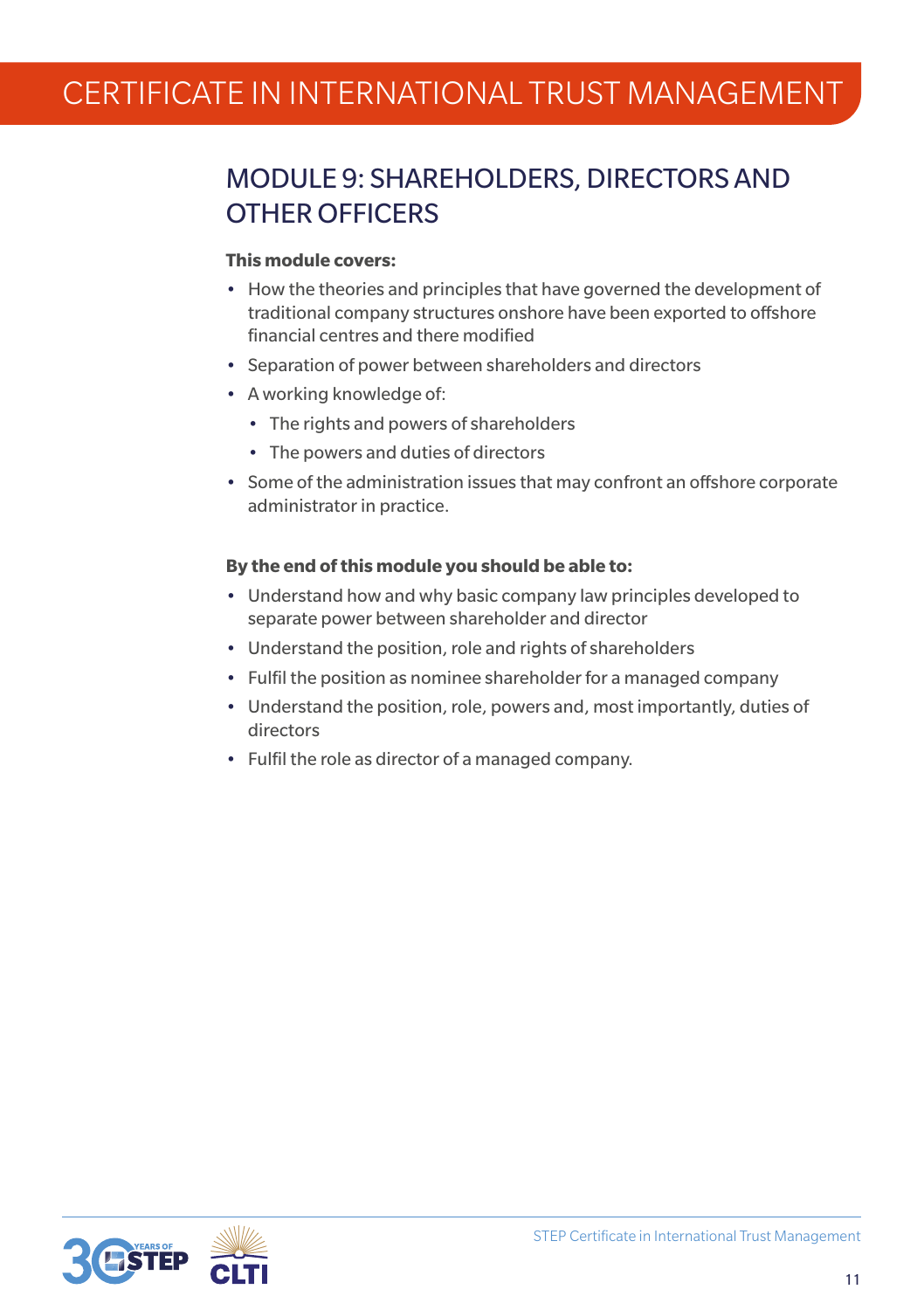## MODULE 9: SHAREHOLDERS, DIRECTORS AND OTHER OFFICERS

**This module covers:**

- How the theories and principles that have governed the development of traditional company structures onshore have been exported to offshore financial centres and there modified
- Separation of power between shareholders and directors
- A working knowledge of:
  - The rights and powers of shareholders
  - The powers and duties of directors
- Some of the administration issues that may confront an offshore corporate administrator in practice.

**By the end of this module you should be able to:**

- Understand how and why basic company law principles developed to separate power between shareholder and director
- Understand the position, role and rights of shareholders
- Fulfil the position as nominee shareholder for a managed company
- Understand the position, role, powers and, most importantly, duties of directors
- Fulfil the role as director of a managed company.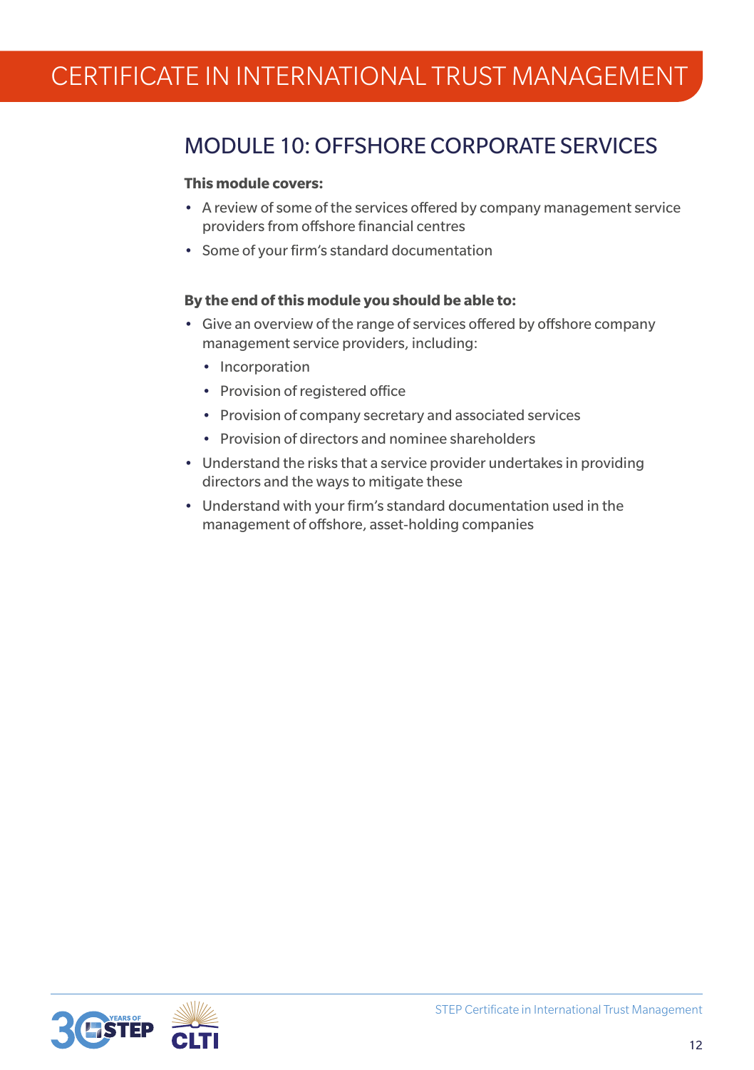## MODULE 10: OFFSHORE CORPORATE SERVICES

**This module covers:**

- A review of some of the services offered by company management service providers from offshore financial centres
- Some of your firm's standard documentation

**By the end of this module you should be able to:**

- Give an overview of the range of services offered by offshore company management service providers, including:
  - Incorporation
  - Provision of registered office
  - Provision of company secretary and associated services
  - Provision of directors and nominee shareholders
- Understand the risks that a service provider undertakes in providing directors and the ways to mitigate these
- Understand with your firm's standard documentation used in the management of offshore, asset-holding companies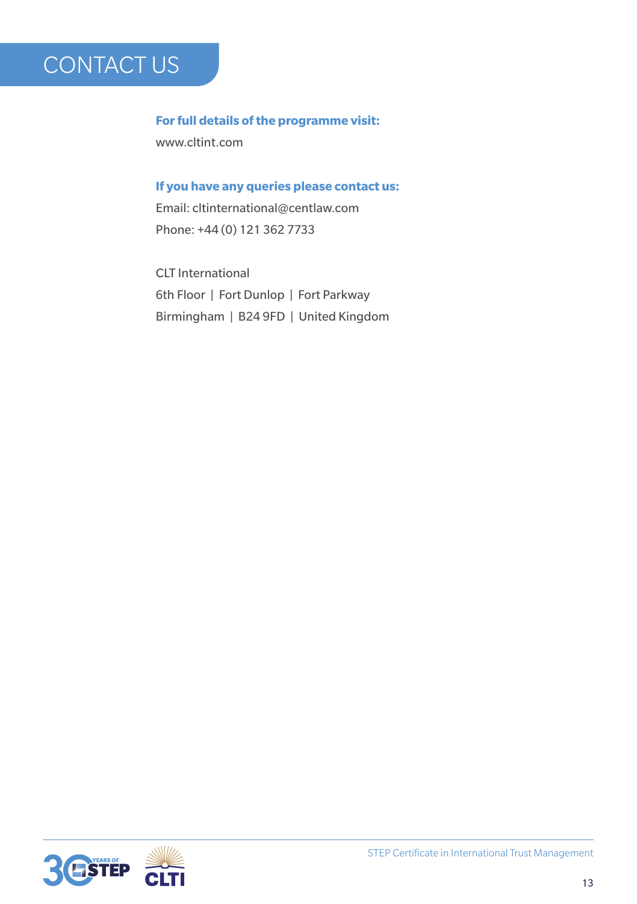# CONTACT US

**For full details of the programme visit:**

www.cltint.com

**If you have any queries please contact us:**

Email: cltinternational@centlaw.com

Phone: +44 (0) 121 362 7733

CLT International

6th Floor | Fort Dunlop | Fort Parkway

Birmingham | B24 9FD | United Kingdom